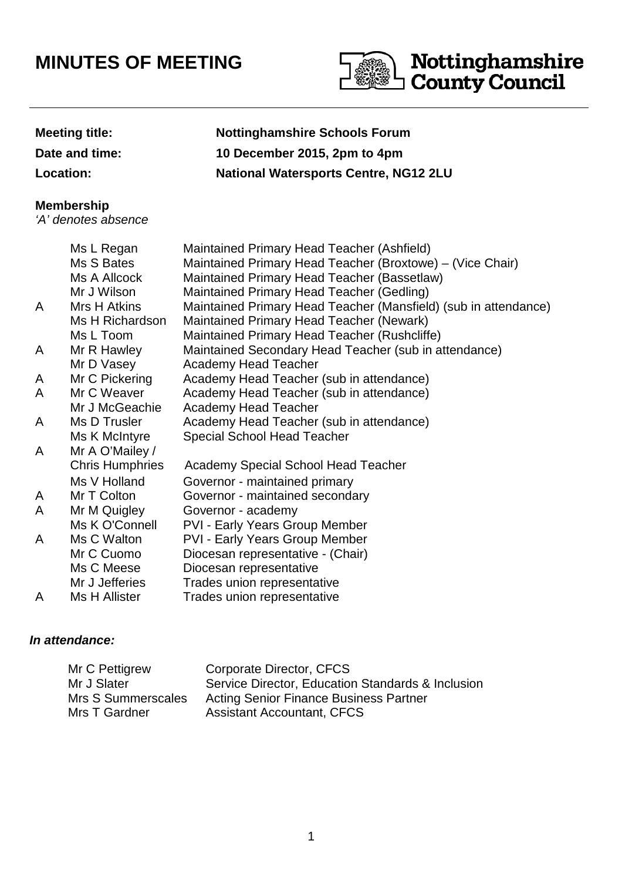# MINUTES OF MEETING

Nottinghamshire County Council

| | |
|---|---|
| **Meeting title:** | **Nottinghamshire Schools Forum** |
| **Date and time:** | **10 December 2015, 2pm to 4pm** |
| **Location:** | **National Watersports Centre, NG12 2LU** |

**Membership**
*'A' denotes absence*

| | | |
|---|---|---|
| | Ms L Regan | Maintained Primary Head Teacher (Ashfield) |
| | Ms S Bates | Maintained Primary Head Teacher (Broxtowe) – (Vice Chair) |
| | Ms A Allcock | Maintained Primary Head Teacher (Bassetlaw) |
| | Mr J Wilson | Maintained Primary Head Teacher (Gedling) |
| A | Mrs H Atkins | Maintained Primary Head Teacher (Mansfield) (sub in attendance) |
| | Ms H Richardson | Maintained Primary Head Teacher (Newark) |
| | Ms L Toom | Maintained Primary Head Teacher (Rushcliffe) |
| A | Mr R Hawley | Maintained Secondary Head Teacher (sub in attendance) |
| | Mr D Vasey | Academy Head Teacher |
| A | Mr C Pickering | Academy Head Teacher (sub in attendance) |
| A | Mr C Weaver | Academy Head Teacher (sub in attendance) |
| | Mr J McGeachie | Academy Head Teacher |
| A | Ms D Trusler | Academy Head Teacher (sub in attendance) |
| | Ms K McIntyre | Special School Head Teacher |
| A | Mr A O'Mailey / Chris Humphries | Academy Special School Head Teacher |
| | Ms V Holland | Governor - maintained primary |
| A | Mr T Colton | Governor - maintained secondary |
| A | Mr M Quigley | Governor - academy |
| | Ms K O'Connell | PVI - Early Years Group Member |
| A | Ms C Walton | PVI - Early Years Group Member |
| | Mr C Cuomo | Diocesan representative - (Chair) |
| | Ms C Meese | Diocesan representative |
| | Mr J Jefferies | Trades union representative |
| A | Ms H Allister | Trades union representative |

***In attendance:***

| | |
|---|---|
| Mr C Pettigrew | Corporate Director, CFCS |
| Mr J Slater | Service Director, Education Standards & Inclusion |
| Mrs S Summerscales | Acting Senior Finance Business Partner |
| Mrs T Gardner | Assistant Accountant, CFCS |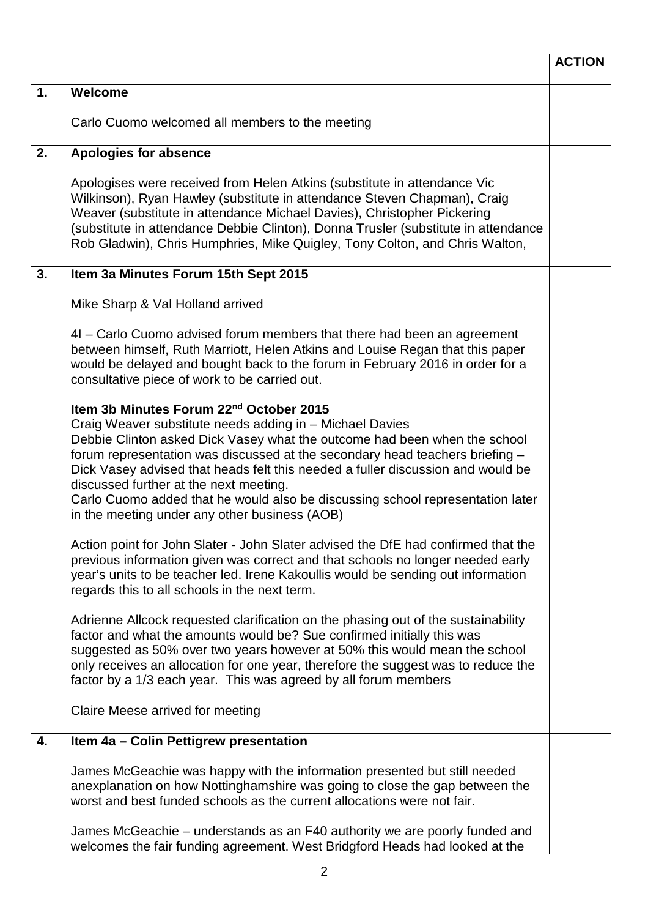| | | ACTION |
|---|---|---|
| 1. | **Welcome**<br><br>Carlo Cuomo welcomed all members to the meeting | |
| 2. | **Apologies for absence**<br><br>Apologises were received from Helen Atkins (substitute in attendance Vic Wilkinson), Ryan Hawley (substitute in attendance Steven Chapman), Craig Weaver (substitute in attendance Michael Davies), Christopher Pickering (substitute in attendance Debbie Clinton), Donna Trusler (substitute in attendance Rob Gladwin), Chris Humphries, Mike Quigley, Tony Colton, and Chris Walton, | |
| 3. | **Item 3a Minutes Forum 15th Sept 2015**<br><br>Mike Sharp & Val Holland arrived<br><br>4I – Carlo Cuomo advised forum members that there had been an agreement between himself, Ruth Marriott, Helen Atkins and Louise Regan that this paper would be delayed and bought back to the forum in February 2016 in order for a consultative piece of work to be carried out.<br><br>**Item 3b Minutes Forum 22nd October 2015**<br>Craig Weaver substitute needs adding in – Michael Davies<br>Debbie Clinton asked Dick Vasey what the outcome had been when the school forum representation was discussed at the secondary head teachers briefing – Dick Vasey advised that heads felt this needed a fuller discussion and would be discussed further at the next meeting.<br>Carlo Cuomo added that he would also be discussing school representation later in the meeting under any other business (AOB)<br><br>Action point for John Slater - John Slater advised the DfE had confirmed that the previous information given was correct and that schools no longer needed early year's units to be teacher led. Irene Kakoullis would be sending out information regards this to all schools in the next term.<br><br>Adrienne Allcock requested clarification on the phasing out of the sustainability factor and what the amounts would be? Sue confirmed initially this was suggested as 50% over two years however at 50% this would mean the school only receives an allocation for one year, therefore the suggest was to reduce the factor by a 1/3 each year. This was agreed by all forum members<br><br>Claire Meese arrived for meeting | |
| 4. | **Item 4a – Colin Pettigrew presentation**<br><br>James McGeachie was happy with the information presented but still needed anexplanation on how Nottinghamshire was going to close the gap between the worst and best funded schools as the current allocations were not fair.<br><br>James McGeachie – understands as an F40 authority we are poorly funded and welcomes the fair funding agreement. West Bridgford Heads had looked at the | |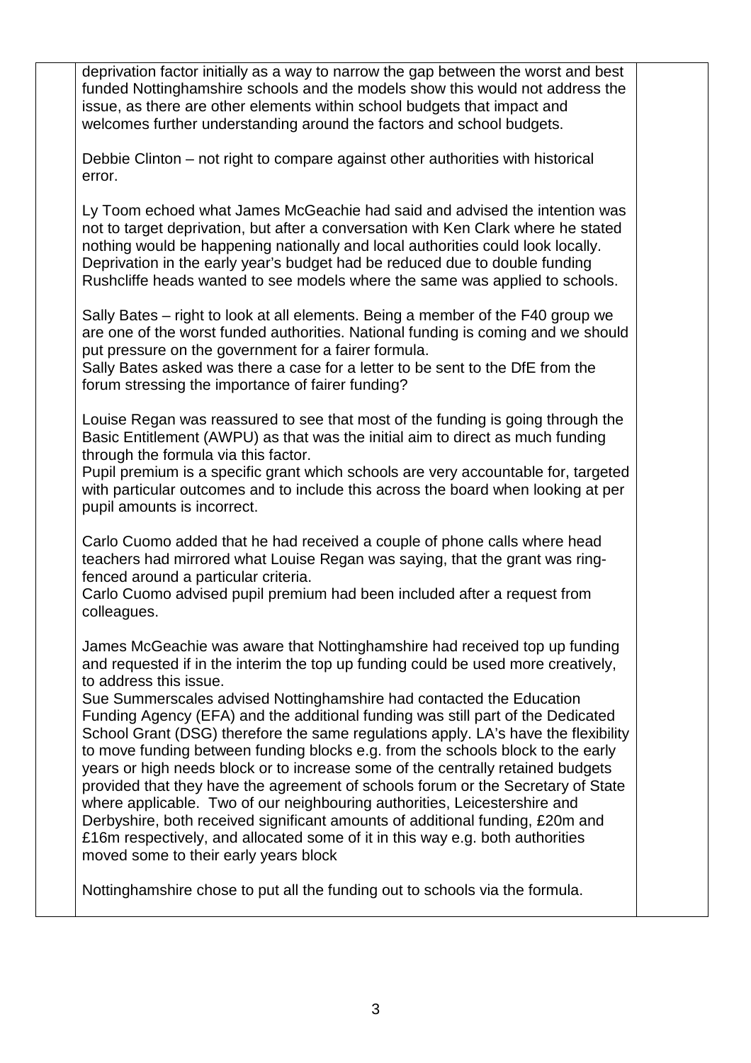deprivation factor initially as a way to narrow the gap between the worst and best funded Nottinghamshire schools and the models show this would not address the issue, as there are other elements within school budgets that impact and welcomes further understanding around the factors and school budgets.

Debbie Clinton – not right to compare against other authorities with historical error.

Ly Toom echoed what James McGeachie had said and advised the intention was not to target deprivation, but after a conversation with Ken Clark where he stated nothing would be happening nationally and local authorities could look locally. Deprivation in the early year's budget had be reduced due to double funding Rushcliffe heads wanted to see models where the same was applied to schools.

Sally Bates – right to look at all elements. Being a member of the F40 group we are one of the worst funded authorities. National funding is coming and we should put pressure on the government for a fairer formula.
Sally Bates asked was there a case for a letter to be sent to the DfE from the forum stressing the importance of fairer funding?

Louise Regan was reassured to see that most of the funding is going through the Basic Entitlement (AWPU) as that was the initial aim to direct as much funding through the formula via this factor.
Pupil premium is a specific grant which schools are very accountable for, targeted with particular outcomes and to include this across the board when looking at per pupil amounts is incorrect.

Carlo Cuomo added that he had received a couple of phone calls where head teachers had mirrored what Louise Regan was saying, that the grant was ring-fenced around a particular criteria.
Carlo Cuomo advised pupil premium had been included after a request from colleagues.

James McGeachie was aware that Nottinghamshire had received top up funding and requested if in the interim the top up funding could be used more creatively, to address this issue.
Sue Summerscales advised Nottinghamshire had contacted the Education Funding Agency (EFA) and the additional funding was still part of the Dedicated School Grant (DSG) therefore the same regulations apply. LA's have the flexibility to move funding between funding blocks e.g. from the schools block to the early years or high needs block or to increase some of the centrally retained budgets provided that they have the agreement of schools forum or the Secretary of State where applicable. Two of our neighbouring authorities, Leicestershire and Derbyshire, both received significant amounts of additional funding, £20m and £16m respectively, and allocated some of it in this way e.g. both authorities moved some to their early years block

Nottinghamshire chose to put all the funding out to schools via the formula.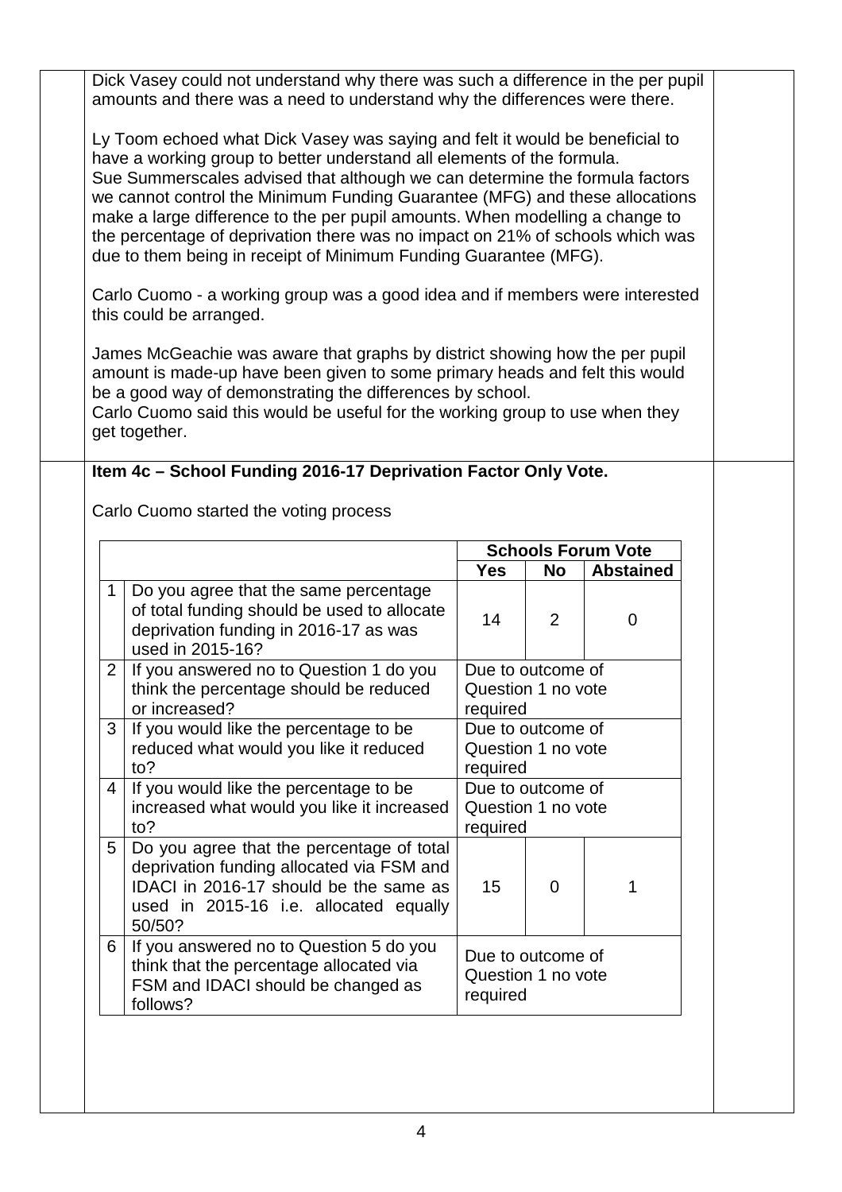Dick Vasey could not understand why there was such a difference in the per pupil amounts and there was a need to understand why the differences were there.

Ly Toom echoed what Dick Vasey was saying and felt it would be beneficial to have a working group to better understand all elements of the formula.
Sue Summerscales advised that although we can determine the formula factors we cannot control the Minimum Funding Guarantee (MFG) and these allocations make a large difference to the per pupil amounts. When modelling a change to the percentage of deprivation there was no impact on 21% of schools which was due to them being in receipt of Minimum Funding Guarantee (MFG).

Carlo Cuomo - a working group was a good idea and if members were interested this could be arranged.

James McGeachie was aware that graphs by district showing how the per pupil amount is made-up have been given to some primary heads and felt this would be a good way of demonstrating the differences by school.
Carlo Cuomo said this would be useful for the working group to use when they get together.

**Item 4c – School Funding 2016-17 Deprivation Factor Only Vote.**

Carlo Cuomo started the voting process

| | | Schools Forum Vote | | |
|---|---|---|---|---|
| | | **Yes** | **No** | **Abstained** |
| 1 | Do you agree that the same percentage of total funding should be used to allocate deprivation funding in 2016-17 as was used in 2015-16? | 14 | 2 | 0 |
| 2 | If you answered no to Question 1 do you think the percentage should be reduced or increased? | Due to outcome of Question 1 no vote required | | |
| 3 | If you would like the percentage to be reduced what would you like it reduced to? | Due to outcome of Question 1 no vote required | | |
| 4 | If you would like the percentage to be increased what would you like it increased to? | Due to outcome of Question 1 no vote required | | |
| 5 | Do you agree that the percentage of total deprivation funding allocated via FSM and IDACI in 2016-17 should be the same as used in 2015-16 i.e. allocated equally 50/50? | 15 | 0 | 1 |
| 6 | If you answered no to Question 5 do you think that the percentage allocated via FSM and IDACI should be changed as follows? | Due to outcome of Question 1 no vote required | | |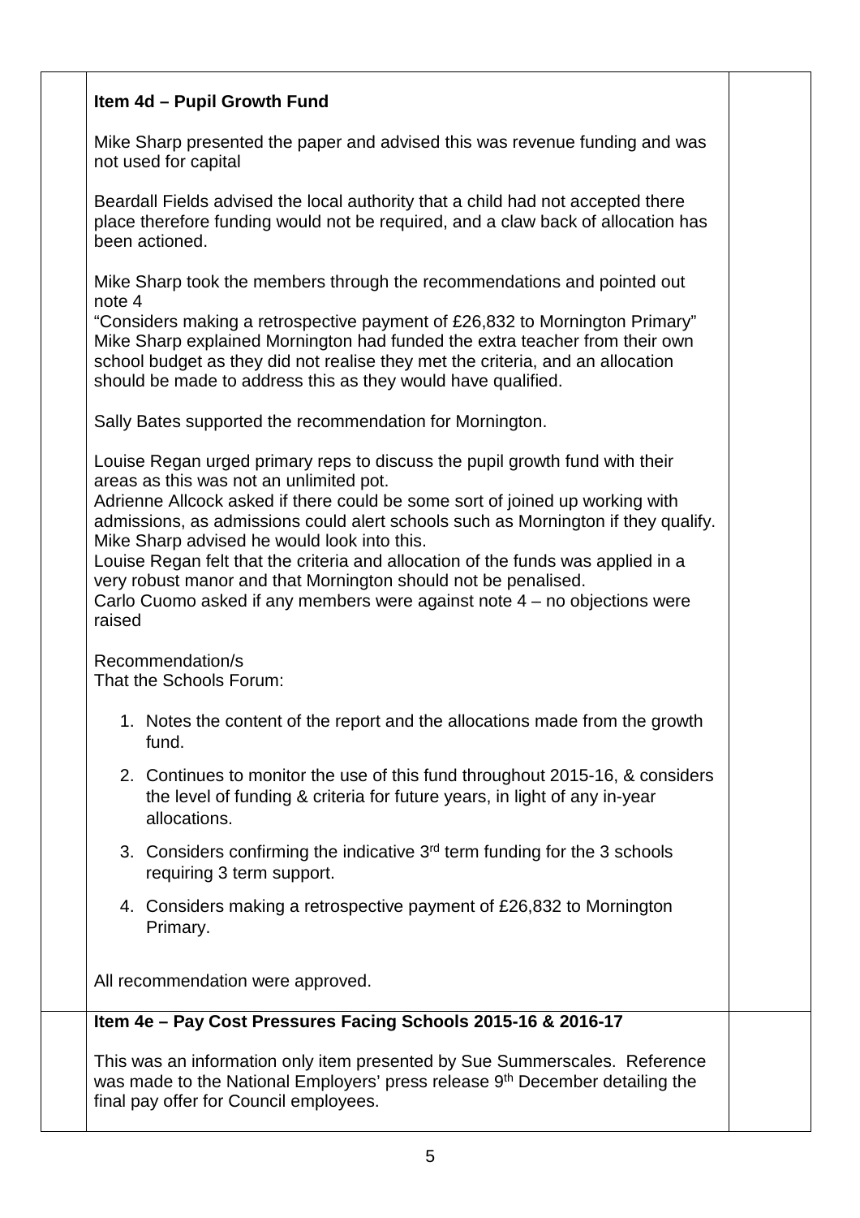**Item 4d – Pupil Growth Fund**

Mike Sharp presented the paper and advised this was revenue funding and was not used for capital

Beardall Fields advised the local authority that a child had not accepted there place therefore funding would not be required, and a claw back of allocation has been actioned.

Mike Sharp took the members through the recommendations and pointed out note 4
"Considers making a retrospective payment of £26,832 to Mornington Primary"
Mike Sharp explained Mornington had funded the extra teacher from their own school budget as they did not realise they met the criteria, and an allocation should be made to address this as they would have qualified.

Sally Bates supported the recommendation for Mornington.

Louise Regan urged primary reps to discuss the pupil growth fund with their areas as this was not an unlimited pot.
Adrienne Allcock asked if there could be some sort of joined up working with admissions, as admissions could alert schools such as Mornington if they qualify. Mike Sharp advised he would look into this.
Louise Regan felt that the criteria and allocation of the funds was applied in a very robust manor and that Mornington should not be penalised.
Carlo Cuomo asked if any members were against note 4 – no objections were raised

Recommendation/s
That the Schools Forum:

1. Notes the content of the report and the allocations made from the growth fund.
2. Continues to monitor the use of this fund throughout 2015-16, & considers the level of funding & criteria for future years, in light of any in-year allocations.
3. Considers confirming the indicative 3rd term funding for the 3 schools requiring 3 term support.
4. Considers making a retrospective payment of £26,832 to Mornington Primary.

All recommendation were approved.

**Item 4e – Pay Cost Pressures Facing Schools 2015-16 & 2016-17**

This was an information only item presented by Sue Summerscales. Reference was made to the National Employers' press release 9th December detailing the final pay offer for Council employees.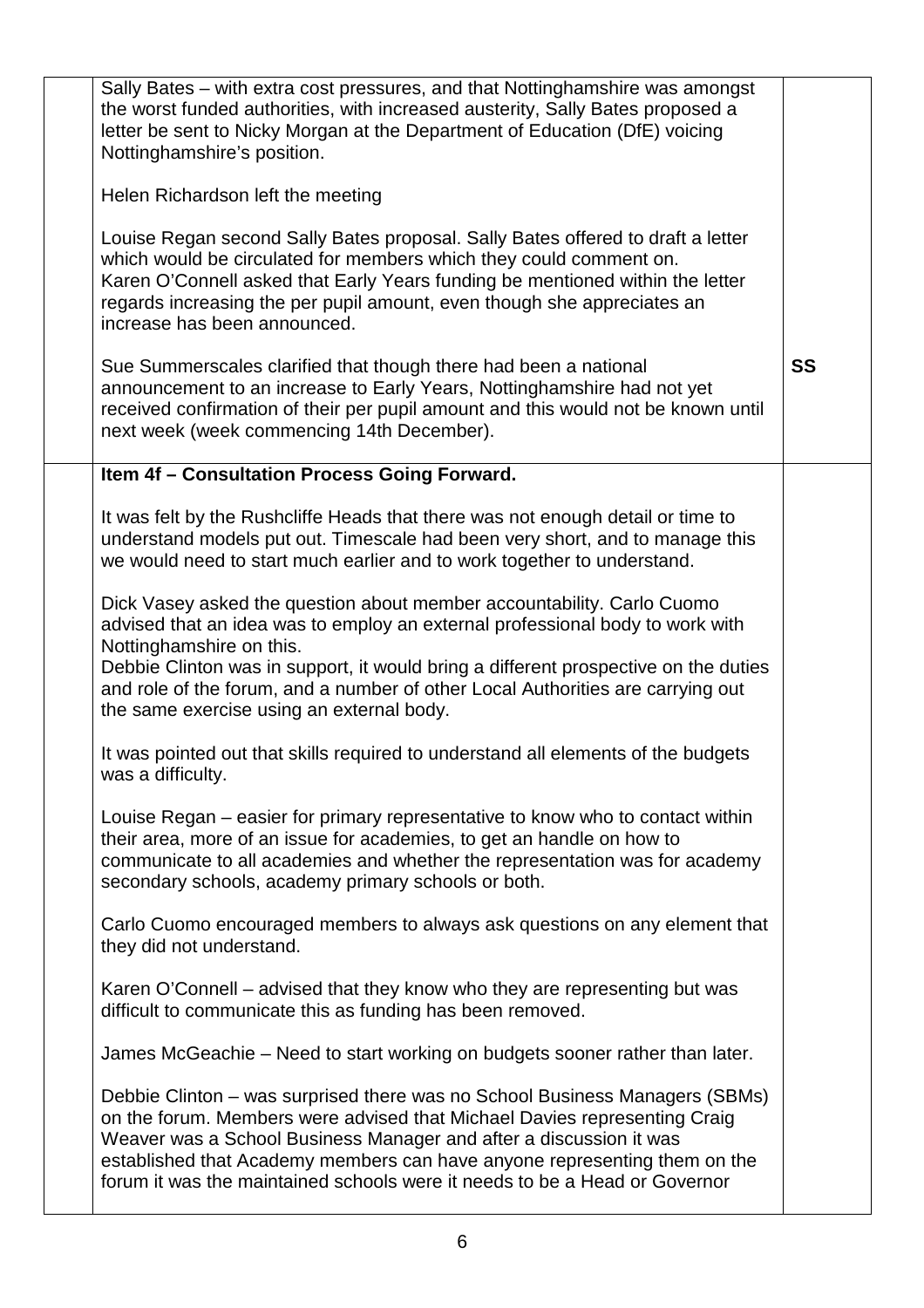| | | |
|---|---|---|
| | Sally Bates – with extra cost pressures, and that Nottinghamshire was amongst the worst funded authorities, with increased austerity, Sally Bates proposed a letter be sent to Nicky Morgan at the Department of Education (DfE) voicing Nottinghamshire's position.<br><br>Helen Richardson left the meeting<br><br>Louise Regan second Sally Bates proposal. Sally Bates offered to draft a letter which would be circulated for members which they could comment on.<br>Karen O'Connell asked that Early Years funding be mentioned within the letter regards increasing the per pupil amount, even though she appreciates an increase has been announced.<br><br>Sue Summerscales clarified that though there had been a national announcement to an increase to Early Years, Nottinghamshire had not yet received confirmation of their per pupil amount and this would not be known until next week (week commencing 14th December). | **SS** |
| | **Item 4f – Consultation Process Going Forward.**<br><br>It was felt by the Rushcliffe Heads that there was not enough detail or time to understand models put out. Timescale had been very short, and to manage this we would need to start much earlier and to work together to understand.<br><br>Dick Vasey asked the question about member accountability. Carlo Cuomo advised that an idea was to employ an external professional body to work with Nottinghamshire on this.<br>Debbie Clinton was in support, it would bring a different prospective on the duties and role of the forum, and a number of other Local Authorities are carrying out the same exercise using an external body.<br><br>It was pointed out that skills required to understand all elements of the budgets was a difficulty.<br><br>Louise Regan – easier for primary representative to know who to contact within their area, more of an issue for academies, to get an handle on how to communicate to all academies and whether the representation was for academy secondary schools, academy primary schools or both.<br><br>Carlo Cuomo encouraged members to always ask questions on any element that they did not understand.<br><br>Karen O'Connell – advised that they know who they are representing but was difficult to communicate this as funding has been removed.<br><br>James McGeachie – Need to start working on budgets sooner rather than later.<br><br>Debbie Clinton – was surprised there was no School Business Managers (SBMs) on the forum. Members were advised that Michael Davies representing Craig Weaver was a School Business Manager and after a discussion it was established that Academy members can have anyone representing them on the forum it was the maintained schools were it needs to be a Head or Governor | |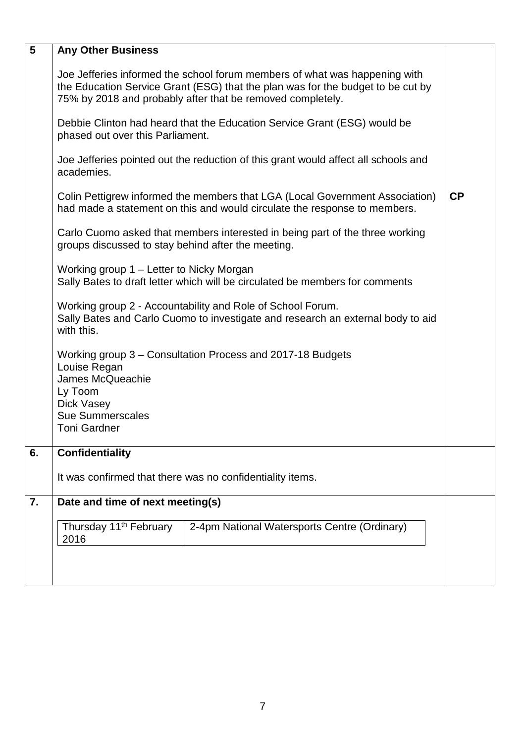| | | |
|---|---|---|
| **5** | **Any Other Business**<br><br>Joe Jefferies informed the school forum members of what was happening with the Education Service Grant (ESG) that the plan was for the budget to be cut by 75% by 2018 and probably after that be removed completely.<br><br>Debbie Clinton had heard that the Education Service Grant (ESG) would be phased out over this Parliament.<br><br>Joe Jefferies pointed out the reduction of this grant would affect all schools and academies.<br><br>Colin Pettigrew informed the members that LGA (Local Government Association) had made a statement on this and would circulate the response to members.<br><br>Carlo Cuomo asked that members interested in being part of the three working groups discussed to stay behind after the meeting.<br><br>Working group 1 – Letter to Nicky Morgan<br>Sally Bates to draft letter which will be circulated be members for comments<br><br>Working group 2 - Accountability and Role of School Forum.<br>Sally Bates and Carlo Cuomo to investigate and research an external body to aid with this.<br><br>Working group 3 – Consultation Process and 2017-18 Budgets<br>Louise Regan<br>James McQueachie<br>Ly Toom<br>Dick Vasey<br>Sue Summerscales<br>Toni Gardner | **CP** |
| **6.** | **Confidentiality**<br><br>It was confirmed that there was no confidentiality items. | |
| **7.** | **Date and time of next meeting(s)**<br><br>Thursday 11th February 2016 — 2-4pm National Watersports Centre (Ordinary) | |